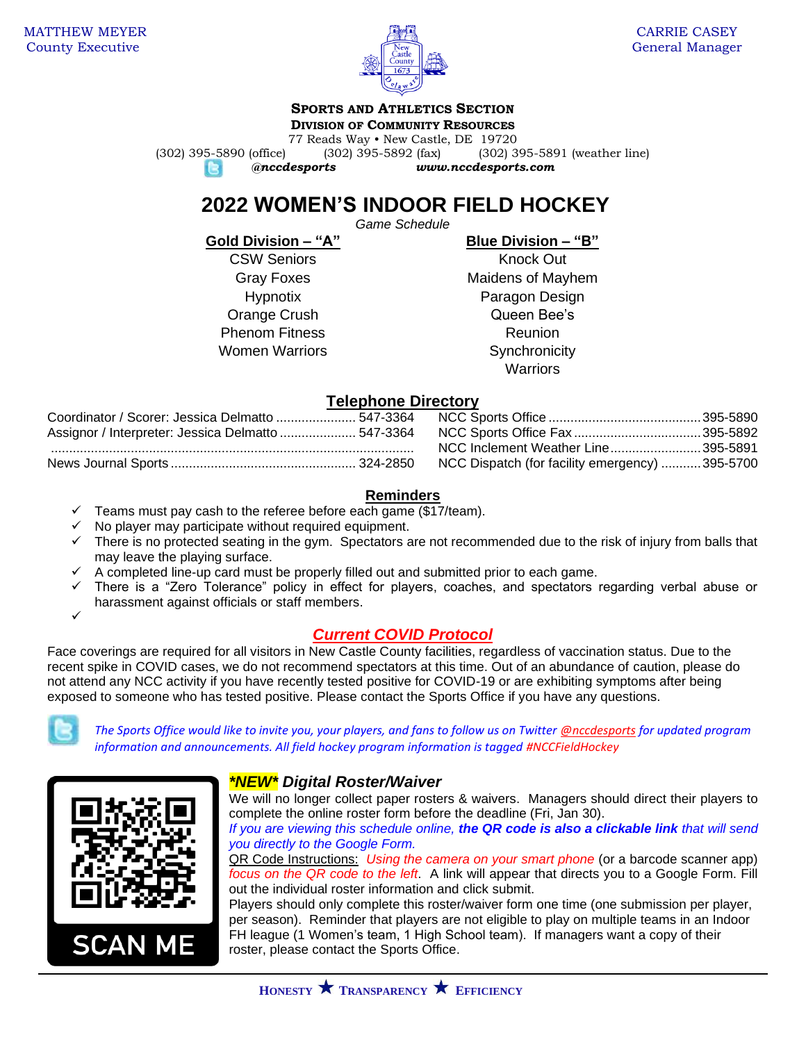MATTHEW MEYER
County Executive

CARRIE CASEY
General Manager

**SPORTS AND ATHLETICS SECTION**
**DIVISION OF COMMUNITY RESOURCES**
77 Reads Way • New Castle, DE 19720
(302) 395-5890 (office) (302) 395-5892 (fax) (302) 395-5891 (weather line)
*@nccdesports* *www.nccdesports.com*

# 2022 WOMEN'S INDOOR FIELD HOCKEY

*Game Schedule*

| Gold Division – "A" | Blue Division – "B" |
|---|---|
| CSW Seniors | Knock Out |
| Gray Foxes | Maidens of Mayhem |
| Hypnotix | Paragon Design |
| Orange Crush | Queen Bee's |
| Phenom Fitness | Reunion |
| Women Warriors | Synchronicity |
| | Warriors |

## Telephone Directory

| | | | |
|---|---|---|---|
| Coordinator / Scorer: Jessica Delmatto | 547-3364 | NCC Sports Office | 395-5890 |
| Assignor / Interpreter: Jessica Delmatto | 547-3364 | NCC Sports Office Fax | 395-5892 |
| | | NCC Inclement Weather Line | 395-5891 |
| News Journal Sports | 324-2850 | NCC Dispatch (for facility emergency) | 395-5700 |

## Reminders

- ✓ Teams must pay cash to the referee before each game ($17/team).
- ✓ No player may participate without required equipment.
- ✓ There is no protected seating in the gym. Spectators are not recommended due to the risk of injury from balls that may leave the playing surface.
- ✓ A completed line-up card must be properly filled out and submitted prior to each game.
- ✓ There is a "Zero Tolerance" policy in effect for players, coaches, and spectators regarding verbal abuse or harassment against officials or staff members.
- ✓

## *Current COVID Protocol*

Face coverings are required for all visitors in New Castle County facilities, regardless of vaccination status. Due to the recent spike in COVID cases, we do not recommend spectators at this time. Out of an abundance of caution, please do not attend any NCC activity if you have recently tested positive for COVID-19 or are exhibiting symptoms after being exposed to someone who has tested positive. Please contact the Sports Office if you have any questions.

*The Sports Office would like to invite you, your players, and fans to follow us on Twitter @nccdesports for updated program information and announcements. All field hockey program information is tagged #NCCFieldHockey*

SCAN ME

### *\*NEW\* Digital Roster/Waiver*

We will no longer collect paper rosters & waivers. Managers should direct their players to complete the online roster form before the deadline (Fri, Jan 30).
*If you are viewing this schedule online,* ***the QR code is also a clickable link*** *that will send you directly to the Google Form.*
QR Code Instructions: *Using the camera on your smart phone* (or a barcode scanner app) *focus on the QR code to the left*. A link will appear that directs you to a Google Form. Fill out the individual roster information and click submit.
Players should only complete this roster/waiver form one time (one submission per player, per season). Reminder that players are not eligible to play on multiple teams in an Indoor FH league (1 Women's team, 1 High School team). If managers want a copy of their roster, please contact the Sports Office.

HONESTY ★ TRANSPARENCY ★ EFFICIENCY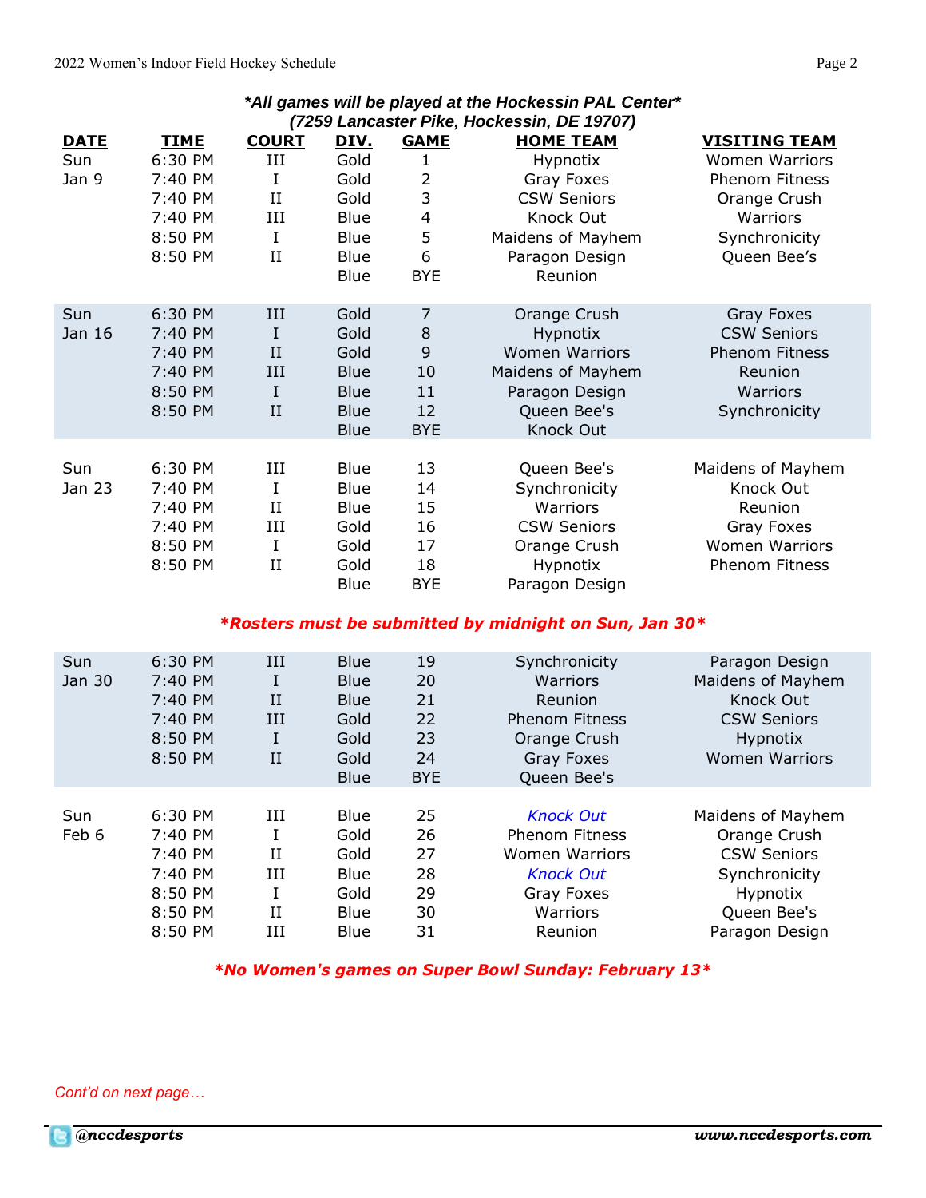***All games will be played at the Hockessin PAL Center***
***(7259 Lancaster Pike, Hockessin, DE 19707)***

| DATE | TIME | COURT | DIV. | GAME | HOME TEAM | VISITING TEAM |
|---|---|---|---|---|---|---|
| Sun Jan 9 | 6:30 PM | III | Gold | 1 | Hypnotix | Women Warriors |
| | 7:40 PM | I | Gold | 2 | Gray Foxes | Phenom Fitness |
| | 7:40 PM | II | Gold | 3 | CSW Seniors | Orange Crush |
| | 7:40 PM | III | Blue | 4 | Knock Out | Warriors |
| | 8:50 PM | I | Blue | 5 | Maidens of Mayhem | Synchronicity |
| | 8:50 PM | II | Blue | 6 | Paragon Design | Queen Bee's |
| | | | Blue | BYE | Reunion | |
| Sun Jan 16 | 6:30 PM | III | Gold | 7 | Orange Crush | Gray Foxes |
| | 7:40 PM | I | Gold | 8 | Hypnotix | CSW Seniors |
| | 7:40 PM | II | Gold | 9 | Women Warriors | Phenom Fitness |
| | 7:40 PM | III | Blue | 10 | Maidens of Mayhem | Reunion |
| | 8:50 PM | I | Blue | 11 | Paragon Design | Warriors |
| | 8:50 PM | II | Blue | 12 | Queen Bee's | Synchronicity |
| | | | Blue | BYE | Knock Out | |
| Sun Jan 23 | 6:30 PM | III | Blue | 13 | Queen Bee's | Maidens of Mayhem |
| | 7:40 PM | I | Blue | 14 | Synchronicity | Knock Out |
| | 7:40 PM | II | Blue | 15 | Warriors | Reunion |
| | 7:40 PM | III | Gold | 16 | CSW Seniors | Gray Foxes |
| | 8:50 PM | I | Gold | 17 | Orange Crush | Women Warriors |
| | 8:50 PM | II | Gold | 18 | Hypnotix | Phenom Fitness |
| | | | Blue | BYE | Paragon Design | |

***Rosters must be submitted by midnight on Sun, Jan 30***

| DATE | TIME | COURT | DIV. | GAME | HOME TEAM | VISITING TEAM |
|---|---|---|---|---|---|---|
| Sun Jan 30 | 6:30 PM | III | Blue | 19 | Synchronicity | Paragon Design |
| | 7:40 PM | I | Blue | 20 | Warriors | Maidens of Mayhem |
| | 7:40 PM | II | Blue | 21 | Reunion | Knock Out |
| | 7:40 PM | III | Gold | 22 | Phenom Fitness | CSW Seniors |
| | 8:50 PM | I | Gold | 23 | Orange Crush | Hypnotix |
| | 8:50 PM | II | Gold | 24 | Gray Foxes | Women Warriors |
| | | | Blue | BYE | Queen Bee's | |
| Sun Feb 6 | 6:30 PM | III | Blue | 25 | *Knock Out* | Maidens of Mayhem |
| | 7:40 PM | I | Gold | 26 | Phenom Fitness | Orange Crush |
| | 7:40 PM | II | Gold | 27 | Women Warriors | CSW Seniors |
| | 7:40 PM | III | Blue | 28 | *Knock Out* | Synchronicity |
| | 8:50 PM | I | Gold | 29 | Gray Foxes | Hypnotix |
| | 8:50 PM | II | Blue | 30 | Warriors | Queen Bee's |
| | 8:50 PM | III | Blue | 31 | Reunion | Paragon Design |

***No Women's games on Super Bowl Sunday: February 13***

*Cont'd on next page…*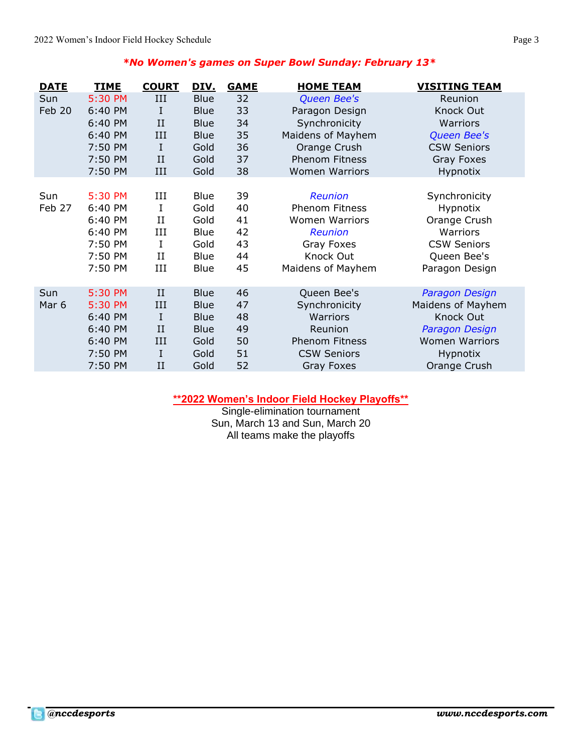***No Women's games on Super Bowl Sunday: February 13***

| DATE | TIME | COURT | DIV. | GAME | HOME TEAM | VISITING TEAM |
|---|---|---|---|---|---|---|
| Sun Feb 20 | 5:30 PM | III | Blue | 32 | *Queen Bee's* | Reunion |
| | 6:40 PM | I | Blue | 33 | Paragon Design | Knock Out |
| | 6:40 PM | II | Blue | 34 | Synchronicity | Warriors |
| | 6:40 PM | III | Blue | 35 | Maidens of Mayhem | *Queen Bee's* |
| | 7:50 PM | I | Gold | 36 | Orange Crush | CSW Seniors |
| | 7:50 PM | II | Gold | 37 | Phenom Fitness | Gray Foxes |
| | 7:50 PM | III | Gold | 38 | Women Warriors | Hypnotix |
| Sun Feb 27 | 5:30 PM | III | Blue | 39 | *Reunion* | Synchronicity |
| | 6:40 PM | I | Gold | 40 | Phenom Fitness | Hypnotix |
| | 6:40 PM | II | Gold | 41 | Women Warriors | Orange Crush |
| | 6:40 PM | III | Blue | 42 | *Reunion* | Warriors |
| | 7:50 PM | I | Gold | 43 | Gray Foxes | CSW Seniors |
| | 7:50 PM | II | Blue | 44 | Knock Out | Queen Bee's |
| | 7:50 PM | III | Blue | 45 | Maidens of Mayhem | Paragon Design |
| Sun Mar 6 | 5:30 PM | II | Blue | 46 | Queen Bee's | *Paragon Design* |
| | 5:30 PM | III | Blue | 47 | Synchronicity | Maidens of Mayhem |
| | 6:40 PM | I | Blue | 48 | Warriors | Knock Out |
| | 6:40 PM | II | Blue | 49 | Reunion | *Paragon Design* |
| | 6:40 PM | III | Gold | 50 | Phenom Fitness | Women Warriors |
| | 7:50 PM | I | Gold | 51 | CSW Seniors | Hypnotix |
| | 7:50 PM | II | Gold | 52 | Gray Foxes | Orange Crush |

**2022 Women's Indoor Field Hockey Playoffs**

Single-elimination tournament
Sun, March 13 and Sun, March 20
All teams make the playoffs

@nccdesports

www.nccdesports.com